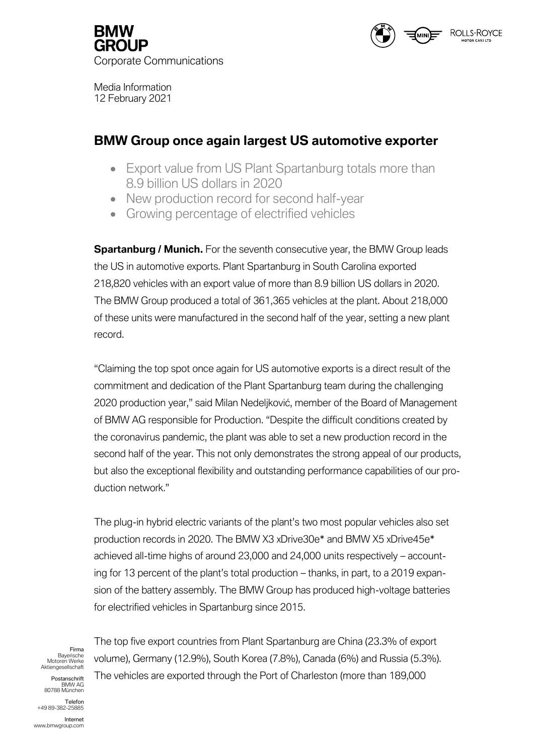**BMW GROUP**
Corporate Communications

Media Information
12 February 2021

## BMW Group once again largest US automotive exporter

- Export value from US Plant Spartanburg totals more than 8.9 billion US dollars in 2020
- New production record for second half-year
- Growing percentage of electrified vehicles

**Spartanburg / Munich.** For the seventh consecutive year, the BMW Group leads the US in automotive exports. Plant Spartanburg in South Carolina exported 218,820 vehicles with an export value of more than 8.9 billion US dollars in 2020. The BMW Group produced a total of 361,365 vehicles at the plant. About 218,000 of these units were manufactured in the second half of the year, setting a new plant record.

"Claiming the top spot once again for US automotive exports is a direct result of the commitment and dedication of the Plant Spartanburg team during the challenging 2020 production year," said Milan Nedeljković, member of the Board of Management of BMW AG responsible for Production. "Despite the difficult conditions created by the coronavirus pandemic, the plant was able to set a new production record in the second half of the year. This not only demonstrates the strong appeal of our products, but also the exceptional flexibility and outstanding performance capabilities of our production network."

The plug-in hybrid electric variants of the plant's two most popular vehicles also set production records in 2020. The BMW X3 xDrive30e* and BMW X5 xDrive45e* achieved all-time highs of around 23,000 and 24,000 units respectively – accounting for 13 percent of the plant's total production – thanks, in part, to a 2019 expansion of the battery assembly. The BMW Group has produced high-voltage batteries for electrified vehicles in Spartanburg since 2015.

The top five export countries from Plant Spartanburg are China (23.3% of export volume), Germany (12.9%), South Korea (7.8%), Canada (6%) and Russia (5.3%). The vehicles are exported through the Port of Charleston (more than 189,000

Firma
Bayerische Motoren Werke Aktiengesellschaft

Postanschrift
BMW AG
80788 München

Telefon
+49 89-382-25885

Internet
www.bmwgroup.com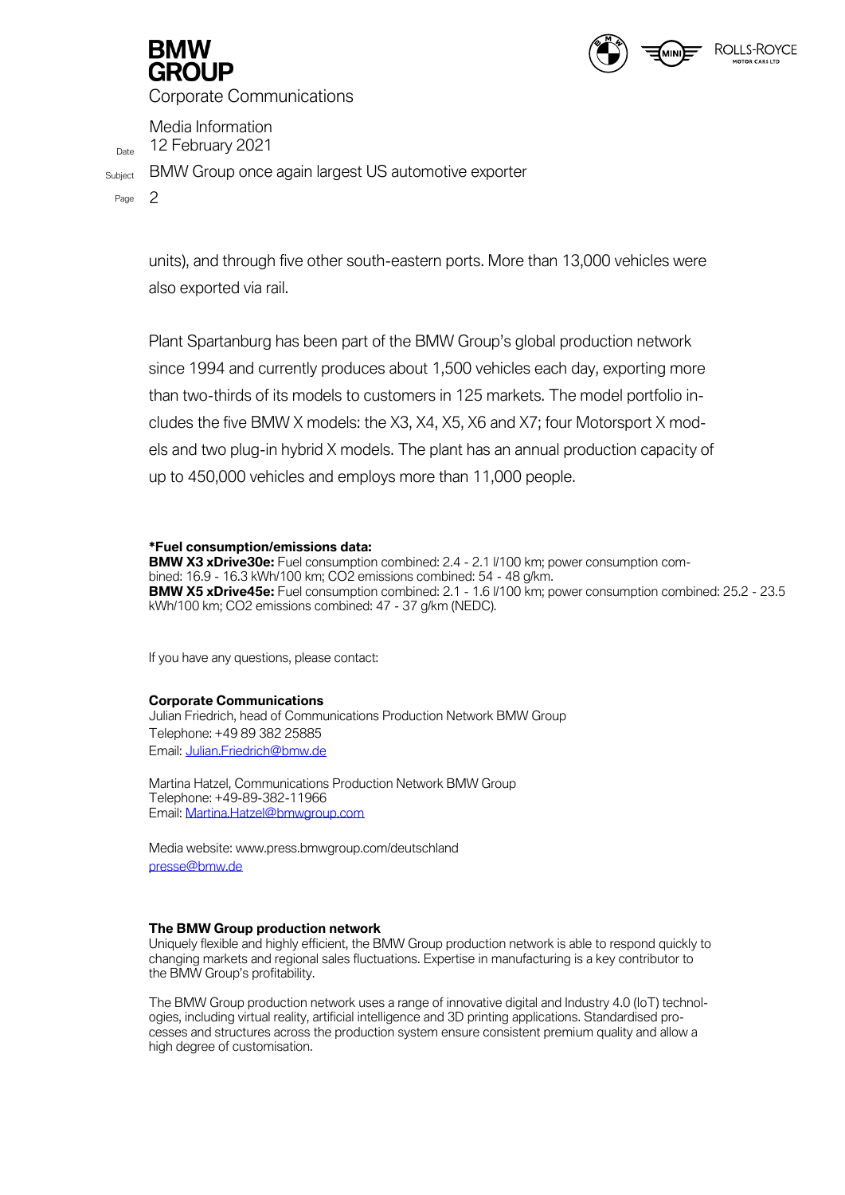units), and through five other south-eastern ports. More than 13,000 vehicles were also exported via rail.

Plant Spartanburg has been part of the BMW Group's global production network since 1994 and currently produces about 1,500 vehicles each day, exporting more than two-thirds of its models to customers in 125 markets. The model portfolio includes the five BMW X models: the X3, X4, X5, X6 and X7; four Motorsport X models and two plug-in hybrid X models. The plant has an annual production capacity of up to 450,000 vehicles and employs more than 11,000 people.

**\*Fuel consumption/emissions data:**
**BMW X3 xDrive30e:** Fuel consumption combined: 2.4 - 2.1 l/100 km; power consumption combined: 16.9 - 16.3 kWh/100 km; $CO_2$ emissions combined: 54 - 48 g/km.
**BMW X5 xDrive45e:** Fuel consumption combined: 2.1 - 1.6 l/100 km; power consumption combined: 25.2 - 23.5 kWh/100 km; $CO_2$ emissions combined: 47 - 37 g/km (NEDC).

If you have any questions, please contact:

**Corporate Communications**
Julian Friedrich, head of Communications Production Network BMW Group
Telephone: +49 89 382 25885
Email: Julian.Friedrich@bmw.de

Martina Hatzel, Communications Production Network BMW Group
Telephone: +49-89-382-11966
Email: Martina.Hatzel@bmwgroup.com

Media website: www.press.bmwgroup.com/deutschland
presse@bmw.de

**The BMW Group production network**
Uniquely flexible and highly efficient, the BMW Group production network is able to respond quickly to changing markets and regional sales fluctuations. Expertise in manufacturing is a key contributor to the BMW Group's profitability.

The BMW Group production network uses a range of innovative digital and Industry 4.0 (IoT) technologies, including virtual reality, artificial intelligence and 3D printing applications. Standardised processes and structures across the production system ensure consistent premium quality and allow a high degree of customisation.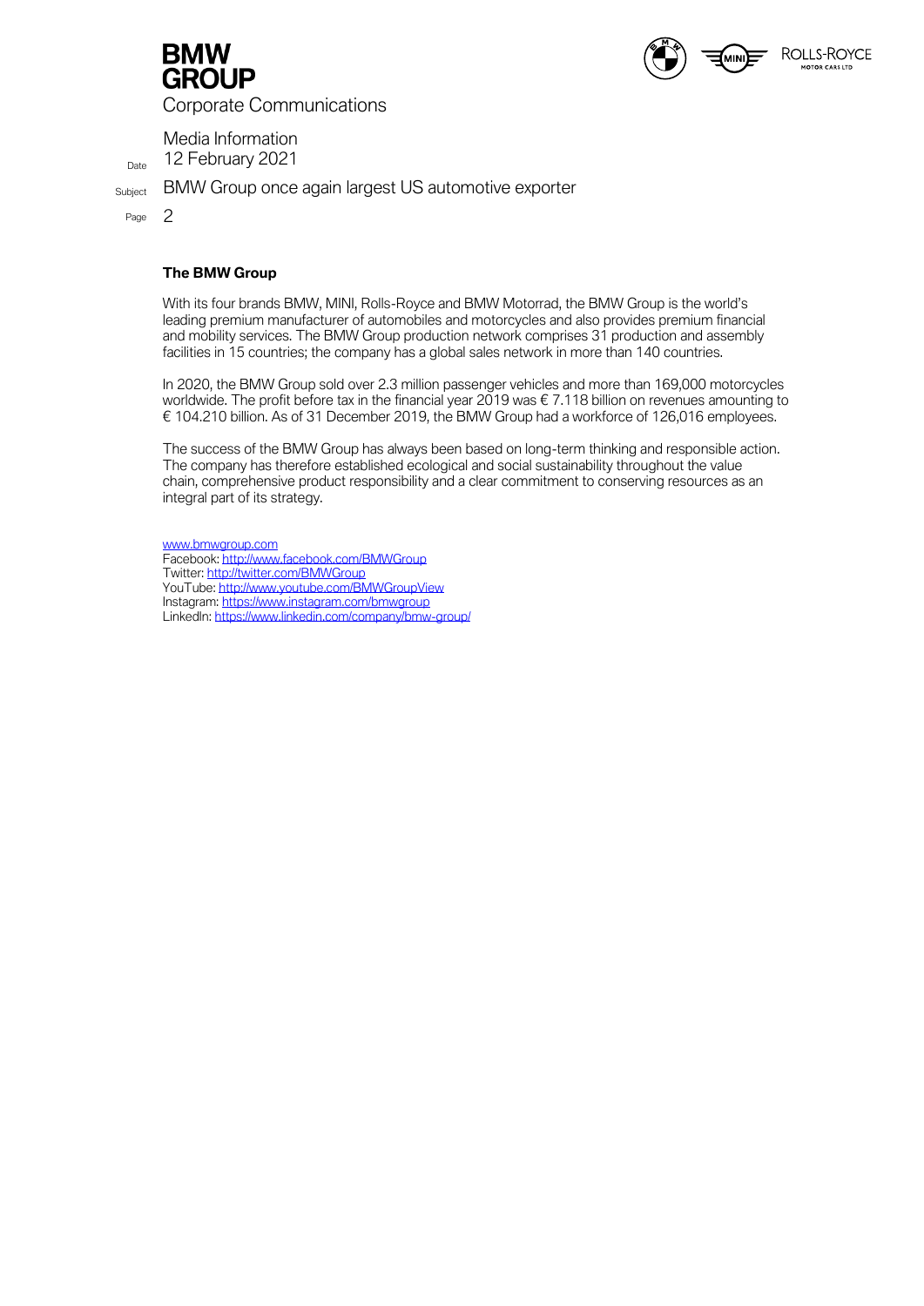### The BMW Group

With its four brands BMW, MINI, Rolls-Royce and BMW Motorrad, the BMW Group is the world's leading premium manufacturer of automobiles and motorcycles and also provides premium financial and mobility services. The BMW Group production network comprises 31 production and assembly facilities in 15 countries; the company has a global sales network in more than 140 countries.

In 2020, the BMW Group sold over 2.3 million passenger vehicles and more than 169,000 motorcycles worldwide. The profit before tax in the financial year 2019 was € 7.118 billion on revenues amounting to € 104.210 billion. As of 31 December 2019, the BMW Group had a workforce of 126,016 employees.

The success of the BMW Group has always been based on long-term thinking and responsible action. The company has therefore established ecological and social sustainability throughout the value chain, comprehensive product responsibility and a clear commitment to conserving resources as an integral part of its strategy.

www.bmwgroup.com
Facebook: http://www.facebook.com/BMWGroup
Twitter: http://twitter.com/BMWGroup
YouTube: http://www.youtube.com/BMWGroupView
Instagram: https://www.instagram.com/bmwgroup
LinkedIn: https://www.linkedin.com/company/bmw-group/